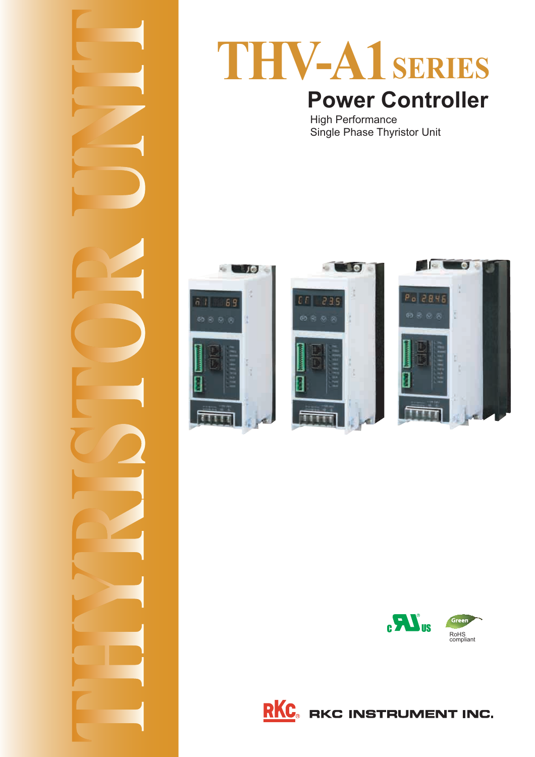THYRISTOR UNIT

# THV-A1 SERIES

## Power Controller

High Performance
Single Phase Thyristor Unit

RoHS compliant

RKC INSTRUMENT INC.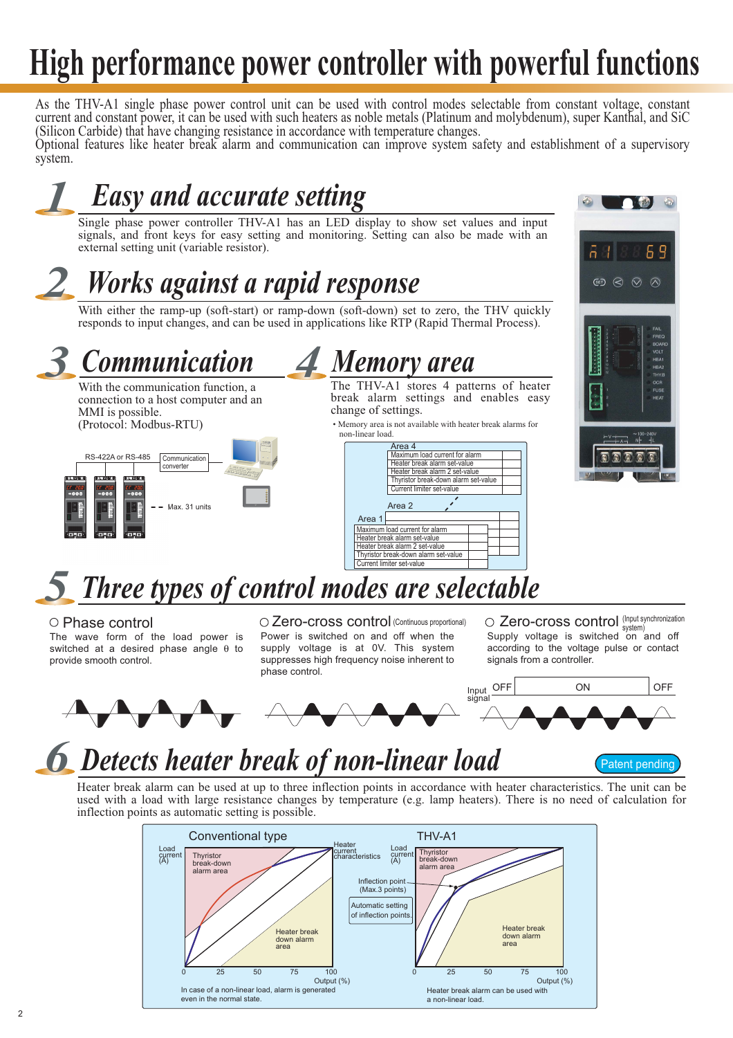# High performance power controller with powerful functions

As the THV-A1 single phase power control unit can be used with control modes selectable from constant voltage, constant current and constant power, it can be used with such heaters as noble metals (Platinum and molybdenum), super Kanthal, and SiC (Silicon Carbide) that have changing resistance in accordance with temperature changes.
Optional features like heater break alarm and communication can improve system safety and establishment of a supervisory system.

## 1 Easy and accurate setting

Single phase power controller THV-A1 has an LED display to show set values and input signals, and front keys for easy setting and monitoring. Setting can also be made with an external setting unit (variable resistor).

## 2 Works against a rapid response

With either the ramp-up (soft-start) or ramp-down (soft-down) set to zero, the THV quickly responds to input changes, and can be used in applications like RTP (Rapid Thermal Process).

## 3 Communication

With the communication function, a connection to a host computer and an MMI is possible.
(Protocol: Modbus-RTU)

RS-422A or RS-485 — Communication converter — Max. 31 units

## 4 Memory area

The THV-A1 stores 4 patterns of heater break alarm settings and enables easy change of settings.

• Memory area is not available with heater break alarms for non-linear load.

Area 4 / Area 2 / Area 1:
- Maximum load current for alarm
- Heater break alarm set-value
- Heater break alarm 2 set-value
- Thyristor break-down alarm set-value
- Current limiter set-value

## 5 Three types of control modes are selectable

○ **Phase control**
The wave form of the load power is switched at a desired phase angle θ to provide smooth control.

○ **Zero-cross control** (Continuous proportional)
Power is switched on and off when the supply voltage is at 0V. This system suppresses high frequency noise inherent to phase control.

○ **Zero-cross control** (Input synchronization system)
Supply voltage is switched on and off according to the voltage pulse or contact signals from a controller.

Input signal: OFF / ON / OFF

## 6 Detects heater break of non-linear load

Patent pending

Heater break alarm can be used at up to three inflection points in accordance with heater characteristics. The unit can be used with a large resistance changes by temperature (e.g. lamp heaters). There is no need of calculation for inflection points as automatic setting is possible.

**Conventional type** — Load current (A); Thyristor break-down alarm area; Heater break down alarm area; Heater current characteristics; Output (%) 0, 25, 50, 75, 100.
In case of a non-linear load, alarm is generated even in the normal state.

**THV-A1** — Load current (A); Thyristor break-down alarm area; Inflection point (Max.3 points); Automatic setting of inflection points; Heater break down alarm area; Output (%) 0, 25, 50, 75, 100.
Heater break alarm can be used with a non-linear load.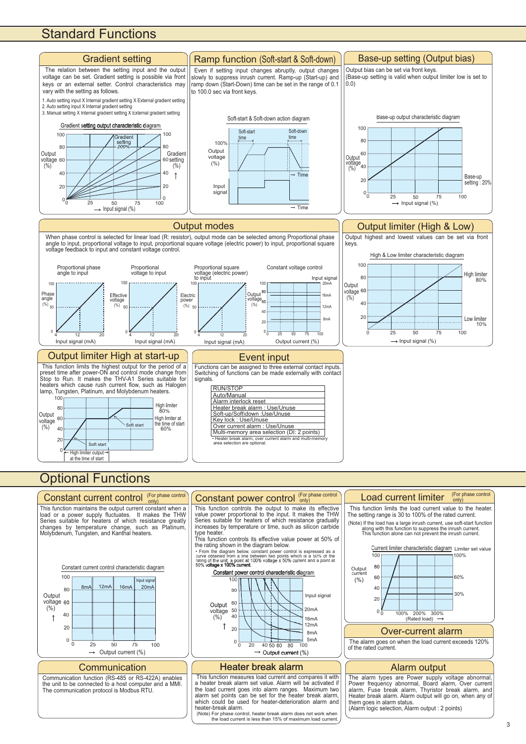# Standard Functions

## Gradient setting

The relation between the setting input and the output voltage can be set. Gradient setting is possible via front keys or an external setter. Control characteristics may vary with the setting as follows.

1. Auto setting input X Internal gradient setting X External gradient setting
2. Auto setting input X Internal gradient setting
3. Manual setting X Internal gradient setting X External gradient setting

Gradient setting output characteristic diagram

## Ramp function (Soft-start & Soft-down)

Even if setting input changes abruptly, output changes slowly to suppress inrush current. Ramp-up (Start-up) and ramp down (Start-Down) time can be set in the range of 0.1 to 100.0 sec via front keys.

Soft-start & Soft-down action diagram

## Base-up setting (Output bias)

Output bias can be set via front keys.
(Base-up setting is valid when output limiter low is set to 0.0)

Base-up output characteristic diagram

## Output modes

When phase control is selected for linear load (R: resistor), output mode can be selected among Proportional phase angle to input, proportional voltage to input, proportional square voltage (electric power) to input, proportional square voltage feedback to input and constant voltage control.

Proportional phase angle to input / Proportional voltage to input / Proportional square voltage (electric power) to input / Constant voltage control

## Output limiter (High & Low)

Output highest and lowest values can be set via front keys.

High & Low limiter characteristic diagram

## Output limiter High at start-up

This function limits the highest output for the period of a preset time after power-ON and control mode change from Stop to Run. It makes the THV-A1 Series suitable for heaters which cause rush current flow, such as Halogen lamp, Tungsten, Platinum, and Molybdenum heaters.

## Event input

Functions can be assigned to three external contact inputs. Switching of functions can be made externally with contact signals.

| |
|---|
| RUN/STOP |
| Auto/Manual |
| Alarm interlock reset |
| Heater break alarm : Use/Unuse |
| Soft-up/Soft\down :Use/Unuse |
| Key lock : Use/Unuse |
| Over current alarm : Use/Unuse |
| Multi-memory area selection (DI: 2 points) |

• Heater break alarm, over current alarm and multi-memory area selection are optional.

# Optional Functions

## Constant current control (For phase control only)

This function maintains the output current constant when a load or a power supply fluctuates. It makes the THW Series suitable for heaters of which resistance greatly changes by temperature change, such as Platinum, Molybdenum, Tungsten, and Kanthal heaters.

Constant current control characteristic diagram

## Constant power control (For phase control only)

This function controls the output to make its effective value power proportional to the input. It makes the THW Series suitable for heaters of which resistance gradually increases by temperature or time, such as silicon carbide type heater.
This function controls its effective value power at 50% of the rating shown in the diagram below.

• From the diagram below, constant power control is expressed as a curve obtained from a line between two points which is a 50% of the rating of the unit; a point at 100% voltage x 50% current and a point at 50% voltage x 100% current.

Constant power control characteristic diagram

## Load current limiter (For phase control only)

This function limits the load current value to the heater. The setting range is 30 to 100% of the rated current.

(Note) If the load has a large inrush current, use soft-start function along with this function to suppress the inrush current. This function alone can not prevent the inrush current.

Current limiter characteristic diagram

## Over-current alarm

The alarm goes on when the load current exceeds 120% of the rated current.

## Communication

Communication function (RS-485 or RS-422A) enables the unit to be connected to a host computer and a MMI. The communication protocol is Modbus RTU.

## Heater break alarm

This function measures load current and compares it with a heater break alarm set value. Alarm will be activated if the load current goes into alarm ranges. Maximum two alarm set points can be set for the heater break alarm, which could be used for heater-deterioration alarm and heater-break alarm.

(Note) For phase control, heater break alarm does not work when the load current is less than 15% of maximum load current.

## Alarm output

The alarm types are Power supply voltage abnormal, Power frequency abnormal, Board alarm, Over current alarm, Fuse break alarm, Thyristor break alarm, and Heater break alarm. Alarm output will go on, when any of them goes in alarm status.
(Alarm logic selection, Alarm output : 2 points)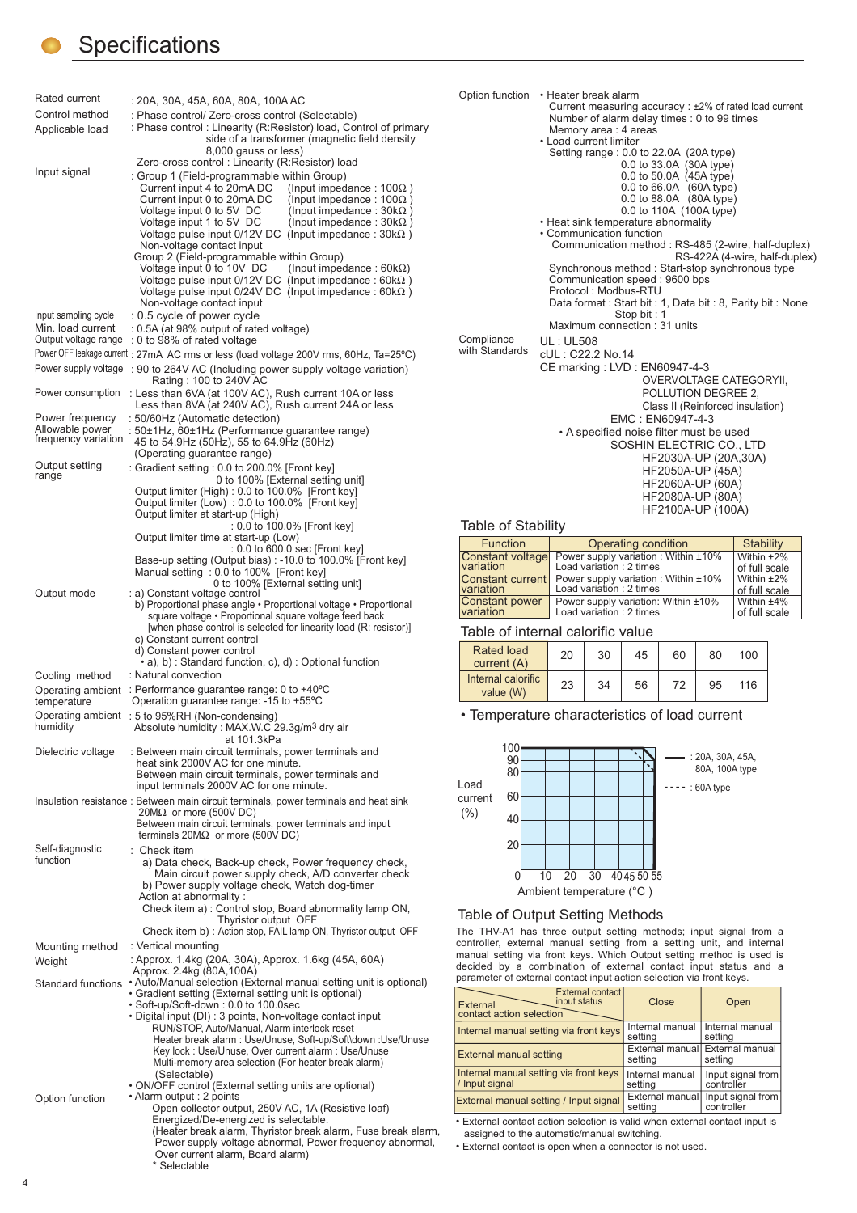# Specifications

| | |
|---|---|
| Rated current | : 20A, 30A, 45A, 60A, 80A, 100A AC |
| Control method | : Phase control/ Zero-cross control (Selectable) |
| Applicable load | : Phase control : Linearity (R:Resistor) load, Control of primary side of a transformer (magnetic field density 8,000 gauss or less)<br>Zero-cross control : Linearity (R:Resistor) load |
| Input signal | : Group 1 (Field-programmable within Group)<br>Current input 4 to 20mA DC (Input impedance : 100Ω)<br>Current input 0 to 20mA DC (Input impedance : 100Ω)<br>Voltage input 0 to 5V DC (Input impedance : 30kΩ)<br>Voltage input 1 to 5V DC (Input impedance : 30kΩ)<br>Voltage pulse input 0/12V DC (Input impedance : 30kΩ)<br>Non-voltage contact input<br>Group 2 (Field-programmable within Group)<br>Voltage input 0 to 10V DC (Input impedance : 60kΩ)<br>Voltage pulse input 0/12V DC (Input impedance : 60kΩ)<br>Voltage pulse input 0/24V DC (Input impedance : 60kΩ)<br>Non-voltage contact input |
| Input sampling cycle | : 0.5 cycle of power cycle |
| Min. load current | : 0.5A (at 98% output of rated voltage) |
| Output voltage range | : 0 to 98% of rated voltage |
| Power OFF leakage current | : 27mA AC rms or less (load voltage 200V rms, 60Hz, Ta=25ºC) |
| Power supply voltage | : 90 to 264V AC (Including power supply voltage variation)<br>Rating : 100 to 240V AC |
| Power consumption | : Less than 6VA (at 100V AC), Rush current 10A or less<br>Less than 8VA (at 240V AC), Rush current 24A or less |
| Power frequency | : 50/60Hz (Automatic detection) |
| Allowable power frequency variation | : 50±1Hz, 60±1Hz (Performance guarantee range)<br>45 to 54.9Hz (50Hz), 55 to 64.9Hz (60Hz)<br>(Operating guarantee range) |
| Output setting range | : Gradient setting : 0.0 to 200.0% [Front key]<br>0 to 100% [External setting unit]<br>Output limiter (High) : 0.0 to 100.0% [Front key]<br>Output limiter (Low) : 0.0 to 100.0% [Front key]<br>Output limiter at start-up (High)<br>: 0.0 to 100.0% [Front key]<br>Output limiter time at start-up (Low)<br>: 0.0 to 600.0 sec [Front key]<br>Base-up setting (Output bias) : -10.0 to 100.0% [Front key]<br>Manual setting : 0.0 to 100.0% [Front key]<br>0 to 100% [External setting unit] |
| Output mode | : a) Constant voltage control<br>b) Proportional phase angle • Proportional voltage • Proportional square voltage • Proportional square voltage feed back [when phase control is selected for linearity load (R: resistor)]<br>c) Constant current control<br>d) Constant power control<br>• a), b) : Standard function, c), d) : Optional function |
| Cooling method | : Natural convection |
| Operating ambient temperature | : Performance guarantee range: 0 to +40ºC<br>Operation guarantee range: -15 to +55ºC |
| Operating ambient humidity | : 5 to 95%RH (Non-condensing)<br>Absolute humidity : MAX.W.C 29.3g/m³ dry air at 101.3kPa |
| Dielectric voltage | : Between main circuit terminals, power terminals and heat sink 2000V AC for one minute.<br>Between main circuit terminals, power terminals and input terminals 2000V AC for one minute. |
| Insulation resistance | : Between main circuit terminals, power terminals and heat sink 20MΩ or more (500V DC)<br>Between main circuit terminals, power terminals and input terminals 20MΩ or more (500V DC) |
| Self-diagnostic function | : Check item<br>a) Data check, Back-up check, Power frequency check, Main circuit power supply check, A/D converter check<br>b) Power supply voltage check, Watch dog-timer<br>Action at abnormality :<br>Check item a) : Control stop, Board abnormality lamp ON, Thyristor output OFF<br>Check item b) : Action stop, FAIL lamp ON, Thyristor output OFF |
| Mounting method | : Vertical mounting |
| Weight | : Approx. 1.4kg (20A, 30A), Approx. 1.6kg (45A, 60A)<br>Approx. 2.4kg (80A,100A) |
| Standard functions | • Auto/Manual selection (External manual setting unit is optional)<br>• Gradient setting (External setting unit is optional)<br>• Soft-up/Soft-down : 0.0 to 100.0sec<br>• Digital input (DI) : 3 points, Non-voltage contact input<br>RUN/STOP, Auto/Manual, Alarm interlock reset<br>Heater break alarm : Use/Unuse, Soft-up/Soft\down :Use/Unuse<br>Key lock : Use/Unuse, Over current alarm : Use/Unuse<br>Multi-memory area selection (For heater break alarm) (Selectable)<br>• ON/OFF control (External setting units are optional) |
| Option function | • Alarm output : 2 points<br>Open collector output, 250V AC, 1A (Resistive loaf)<br>Energized/De-energized is selectable.<br>(Heater break alarm, Thyristor break alarm, Fuse break alarm, Power supply voltage abnormal, Power frequency abnormal, Over current alarm, Board alarm)<br>* Selectable |
| Option function | • Heater break alarm<br>Current measuring accuracy : ±2% of rated load current<br>Number of alarm delay times : 0 to 99 times<br>Memory area : 4 areas<br>• Load current limiter<br>Setting range : 0.0 to 22.0A (20A type)<br>0.0 to 33.0A (30A type)<br>0.0 to 50.0A (45A type)<br>0.0 to 66.0A (60A type)<br>0.0 to 88.0A (80A type)<br>0.0 to 110A (100A type)<br>• Heat sink temperature abnormality<br>• Communication function<br>Communication method : RS-485 (2-wire, half-duplex)<br>RS-422A (4-wire, half-duplex)<br>Synchronous method : Start-stop synchronous type<br>Communication speed : 9600 bps<br>Protocol : Modbus-RTU<br>Data format : Start bit : 1, Data bit : 8, Parity bit : None<br>Stop bit : 1<br>Maximum connection : 31 units |
| Compliance with Standards | UL : UL508<br>cUL : C22.2 No.14<br>CE marking : LVD : EN60947-4-3<br>OVERVOLTAGE CATEGORYII,<br>POLLUTION DEGREE 2,<br>Class II (Reinforced insulation)<br>EMC : EN60947-4-3<br>• A specified noise filter must be used<br>SOSHIN ELECTRIC CO., LTD<br>HF2030A-UP (20A,30A)<br>HF2050A-UP (45A)<br>HF2060A-UP (60A)<br>HF2080A-UP (80A)<br>HF2100A-UP (100A) |

## Table of Stability

| Function | Operating condition | Stability |
|---|---|---|
| Constant voltage variation | Power supply variation : Within ±10%<br>Load variation : 2 times | Within ±2% of full scale |
| Constant current variation | Power supply variation : Within ±10%<br>Load variation : 2 times | Within ±2% of full scale |
| Constant power variation | Power supply variation: Within ±10%<br>Load variation : 2 times | Within ±4% of full scale |

## Table of internal calorific value

| Rated load current (A) | 20 | 30 | 45 | 60 | 80 | 100 |
|---|---|---|---|---|---|---|
| Internal calorific value (W) | 23 | 34 | 56 | 72 | 95 | 116 |

• Temperature characteristics of load current

Load current (%) vs. Ambient temperature (°C)

—— : 20A, 30A, 45A, 80A, 100A type
- - - - : 60A type

## Table of Output Setting Methods

The THV-A1 has three output setting methods; input signal from a controller, external manual setting via a setting unit, and internal manual setting via front keys. Which Output setting method is used is decided by a combination of external contact input status and a parameter of external contact input action selection via front keys.

| External contact action selection \ External contact input status | Close | Open |
|---|---|---|
| Internal manual setting via front keys | Internal manual setting | Internal manual setting |
| External manual setting | External manual setting | External manual setting |
| Internal manual setting via front keys / Input signal | Internal manual setting | Input signal from controller |
| External manual setting / Input signal | External manual setting | Input signal from controller |

• External contact action selection is valid when external contact input is assigned to the automatic/manual switching.

• External contact is open when a connector is not used.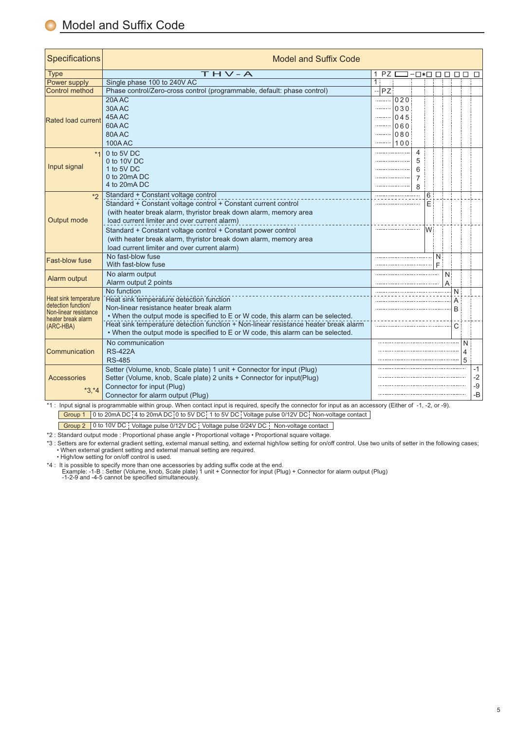## Model and Suffix Code

| Specifications | Model and Suffix Code | Code |
|---|---|---|
| Type | THV-A | 1 PZ □□□-□*□ □ □ □ □ □ |
| Power supply | Single phase 100 to 240V AC | 1 |
| Control method | Phase control/Zero-cross control (programmable, default: phase control) | PZ |
| Rated load current | 20A AC | 020 |
| | 30A AC | 030 |
| | 45A AC | 045 |
| | 60A AC | 060 |
| | 80A AC | 080 |
| | 100A AC | 100 |
| Input signal *1 | 0 to 5V DC | 4 |
| | 0 to 10V DC | 5 |
| | 1 to 5V DC | 6 |
| | 0 to 20mA DC | 7 |
| | 4 to 20mA DC | 8 |
| Output mode *2 | Standard + Constant voltage control | 6 |
| | Standard + Constant voltage control + Constant current control (with heater break alarm, thyristor break down alarm, memory area load current limiter and over current alarm) | E |
| | Standard + Constant voltage control + Constant power control (with heater break alarm, thyristor break down alarm, memory area load current limiter and over current alarm) | W |
| Fast-blow fuse | No fast-blow fuse | N |
| | With fast-blow fuse | F |
| Alarm output | No alarm output | N |
| | Alarm output 2 points | A |
| Heat sink temperature detection function/ Non-linear resistance heater break alarm (ARC-HBA) | No function | N |
| | Heat sink temperature detection function | A |
| | Non-linear resistance heater break alarm • When the output mode is specified to E or W code, this alarm can be selected. | B |
| | Heat sink temperature detection function + Non-linear resistance heater break alarm • When the output mode is specified to E or W code, this alarm can be selected. | C |
| Communication | No communication | N |
| | RS-422A | 4 |
| | RS-485 | 5 |
| Accessories *3,*4 | Setter (Volume, knob, Scale plate) 1 unit + Connector for input (Plug) | -1 |
| | Setter (Volume, knob, Scale plate) 2 units + Connector for input(Plug) | -2 |
| | Connector for input (Plug) | -9 |
| | Connector for alarm output (Plug) | -B |

*1 : Input signal is programmable within group. When contact input is required, specify the connector for input as an accessory (Either of -1, -2, or -9).

| Group 1 | 0 to 20mA DC | 4 to 20mA DC | 0 to 5V DC | 1 to 5V DC | Voltage pulse 0/12V DC | Non-voltage contact |
|---|---|---|---|---|---|---|
| Group 2 | 0 to 10V DC | Voltage pulse 0/12V DC | Voltage pulse 0/24V DC | Non-voltage contact | | |

*2 : Standard output mode : Proportional phase angle • Proportional voltage • Proportional square voltage.

*3 : Setters are for external gradient setting, external manual setting, and external high/low setting for on/off control. Use two units of setter in the following cases;
- When external gradient setting and external manual setting are required.
- High/low setting for on/off control is used.

*4 : It is possible to specify more than one accessories by adding suffix code at the end.
Example: -1-B : Setter (Volume, knob, Scale plate) 1 unit + Connector for input (Plug) + Connector for alarm output (Plug)
-1-2-9 and -4-5 cannot be specified simultaneously.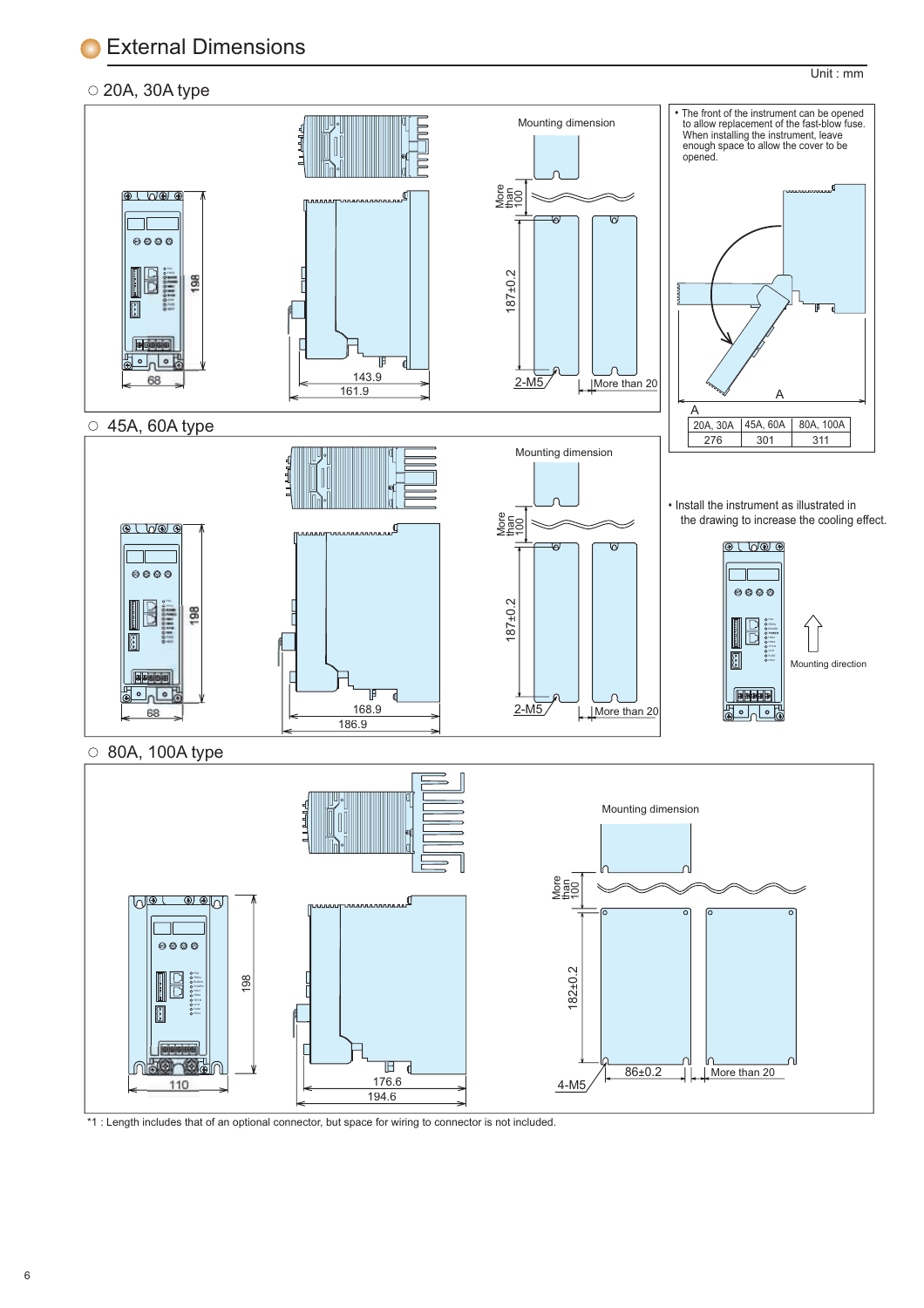# External Dimensions

Unit : mm

## ○ 20A, 30A type

68

198

143.9

161.9

Mounting dimension

More than 100

187±0.2

2-M5

More than 20

## ○ 45A, 60A type

68

198

168.9

186.9

Mounting dimension

More than 100

187±0.2

2-M5

More than 20

## ○ 80A, 100A type

110

198

176.6

194.6

Mounting dimension

More than 100

182±0.2

4-M5

86±0.2

More than 20

- The front of the instrument can be opened to allow replacement of the fast-blow fuse. When installing the instrument, leave enough space to allow the cover to be opened.

A

| 20A, 30A | 45A, 60A | 80A, 100A |
|---|---|---|
| 276 | 301 | 311 |

- Install the instrument as illustrated in the drawing to increase the cooling effect.

Mounting direction

*1 : Length includes that of an optional connector, but space for wiring to connector is not included.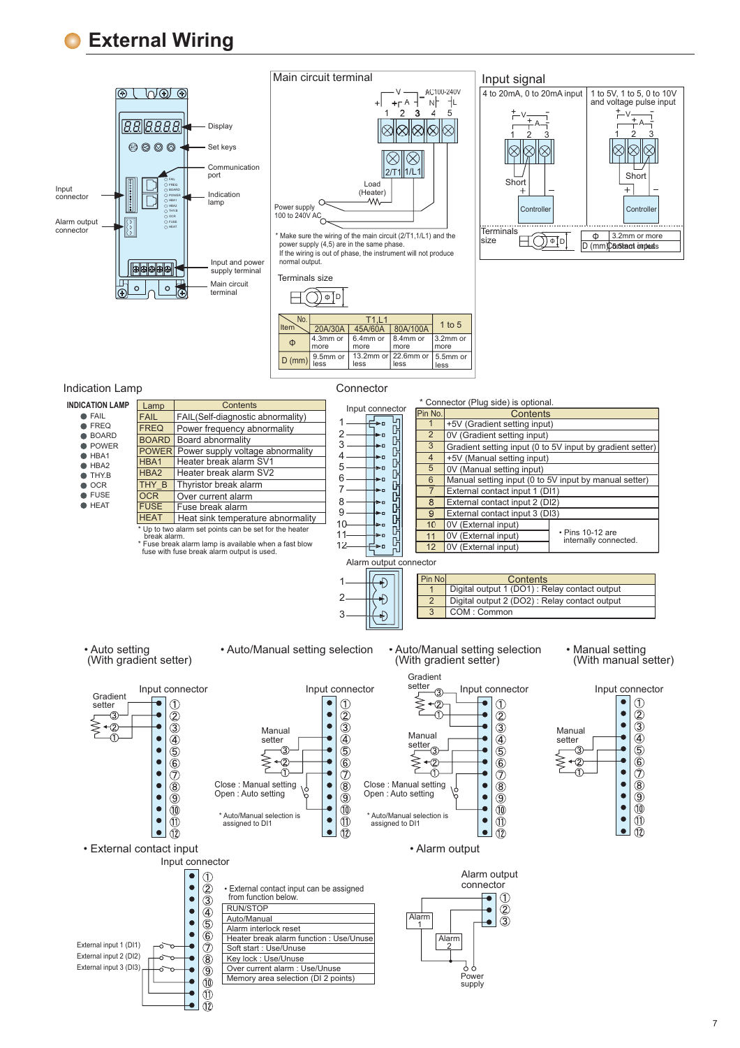# External Wiring

Display

Set keys

Communication port

Input connector

Indication lamp

Alarm output connector

Input and power supply terminal

Main circuit terminal

## Main circuit terminal

AC100-240V

Load (Heater)

Power supply 100 to 240V AC

* Make sure the wiring of the main circuit (2/T1,1/L1) and the power supply (4,5) are in the same phase. If the wiring is out of phase, the instrument will not produce normal output.

Terminals size

| No. / Item | T1,L1 20A/30A | T1,L1 45A/60A | T1,L1 80A/100A | 1 to 5 |
|---|---|---|---|---|
| Φ | 4.3mm or more | 6.4mm or more | 8.4mm or more | 3.2mm or more |
| D (mm) | 9.5mm or less | 13.2mm or less | 22.6mm or less | 5.5mm or less |

## Input signal

| 4 to 20mA, 0 to 20mA input | 1 to 5V, 1 to 5, 0 to 10V and voltage pulse input |
|---|---|
| Short, Controller | Short, Controller |

Terminals size

| Φ | 3.2mm or more |
|---|---|
| D (mm) | 5.5mm or less |

## Indication Lamp

INDICATION LAMP: FAIL, FREQ, BOARD, POWER, HBA1, HBA2, THY.B, OCR, FUSE, HEAT

| Lamp | Contents |
|---|---|
| FAIL | FAIL(Self-diagnostic abnormality) |
| FREQ | Power frequency abnormality |
| BOARD | Board abnormality |
| POWER | Power supply voltage abnormality |
| HBA1 | Heater break alarm SV1 |
| HBA2 | Heater break alarm SV2 |
| THY_B | Thyristor break alarm |
| OCR | Over current alarm |
| FUSE | Fuse break alarm |
| HEAT | Heat sink temperature abnormality |

* Up to two alarm set points can be set for the heater break alarm.
* Fuse break alarm lamp is available when a fast blow fuse with fuse break alarm output is used.

## Connector

* Connector (Plug side) is optional.

Input connector

| Pin No. | Contents |
|---|---|
| 1 | +5V (Gradient setting input) |
| 2 | 0V (Gradient setting input) |
| 3 | Gradient setting input (0 to 5V input by gradient setter) |
| 4 | +5V (Manual setting input) |
| 5 | 0V (Manual setting input) |
| 6 | Manual setting input (0 to 5V input by manual setter) |
| 7 | External contact input 1 (DI1) |
| 8 | External contact input 2 (DI2) |
| 9 | External contact input 3 (DI3) |
| 10 | 0V (External input) |
| 11 | 0V (External input) |
| 12 | 0V (External input) |

• Pins 10-12 are internally connected.

Alarm output connector

| Pin No | Contents |
|---|---|
| 1 | Digital output 1 (DO1) : Relay contact output |
| 2 | Digital output 2 (DO2) : Relay contact output |
| 3 | COM : Common |

• Auto setting (With gradient setter)

Input connector, Gradient setter

• Auto/Manual setting selection

Input connector, Manual setter

Close : Manual setting
Open : Auto setting

* Auto/Manual selection is assigned to DI1

• Auto/Manual setting selection (With gradient setter)

Gradient setter, Input connector, Manual setter

Close : Manual setting
Open : Auto setting

* Auto/Manual selection is assigned to DI1

• Manual setting (With manual setter)

Input connector, Manual setter

• External contact input

Input connector

External input 1 (DI1)
External input 2 (DI2)
External input 3 (DI3)

• External contact input can be assigned from function below.

| RUN/STOP |
|---|
| Auto/Manual |
| Alarm interlock reset |
| Heater break alarm function : Use/Unuse |
| Soft start : Use/Unuse |
| Key lock : Use/Unuse |
| Over current alarm : Use/Unuse |
| Memory area selection (DI 2 points) |

• Alarm output

Alarm output connector

Alarm 1, Alarm 2, Power supply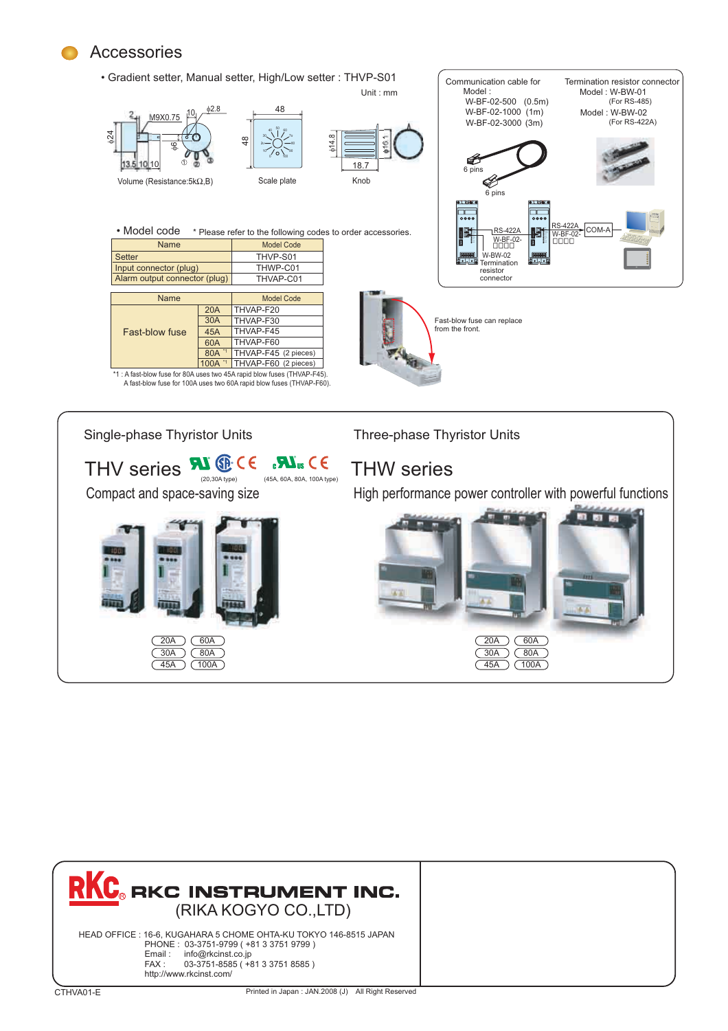## Accessories

- Gradient setter, Manual setter, High/Low setter : THVP-S01

Unit : mm

M9X0.75
10
φ2.8
φ24
φ6
2
13.5 10 10
① ② ③
Volume (Resistance:5kΩ,B)

48
48
Scale plate

φ14.8
φ16.1
18.7
Knob

Communication cable for
Model :
W-BF-02-500 (0.5m)
W-BF-02-1000 (1m)
W-BF-02-3000 (3m)

Termination resistor connector
Model : W-BW-01
(For RS-485)
Model : W-BW-02
(For RS-422A)

6 pins
6 pins

RS-422A
W-BF-02-□□□□
W-BW-02
Termination resistor connector
RS-422A
W-BF-02-□□□□
COM-A

- Model code * Please refer to the following codes to order accessories.

| Name | Model Code |
|---|---|
| Setter | THVP-S01 |
| Input connector (plug) | THWP-C01 |
| Alarm output connector (plug) | THVAP-C01 |

| Name | | Model Code |
|---|---|---|
| Fast-blow fuse | 20A | THVAP-F20 |
| | 30A | THVAP-F30 |
| | 45A | THVAP-F45 |
| | 60A | THVAP-F60 |
| | 80A *1 | THVAP-F45 (2 pieces) |
| | 100A *1 | THVAP-F60 (2 pieces) |

*1 : A fast-blow fuse for 80A uses two 45A rapid blow fuses (THVAP-F45).
A fast-blow fuse for 100A uses two 60A rapid blow fuses (THVAP-F60).

Fast-blow fuse can replace from the front.

Single-phase Thyristor Units

THV series

(20,30A type)
(45A, 60A, 80A, 100A type)

Compact and space-saving size

20A 60A
30A 80A
45A 100A

Three-phase Thyristor Units

THW series

High performance power controller with powerful functions

20A 60A
30A 80A
45A 100A

RKC INSTRUMENT INC.
(RIKA KOGYO CO.,LTD)

HEAD OFFICE : 16-6, KUGAHARA 5 CHOME OHTA-KU TOKYO 146-8515 JAPAN
PHONE : 03-3751-9799 ( +81 3 3751 9799 )
Email : info@rkcinst.co.jp
FAX : 03-3751-8585 ( +81 3 3751 8585 )
http://www.rkcinst.com/

CTHVA01-E

Printed in Japan : JAN.2008 (J) All Right Reserved